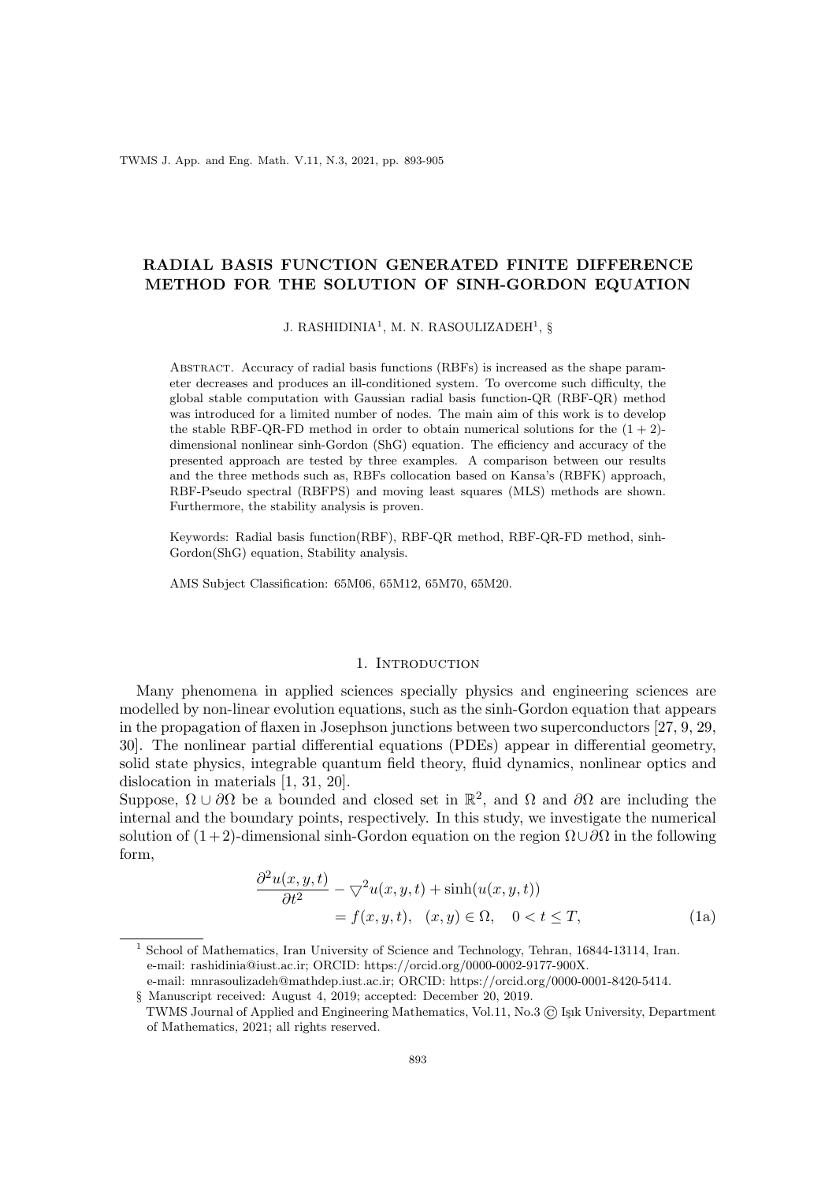# RADIAL BASIS FUNCTION GENERATED FINITE DIFFERENCE METHOD FOR THE SOLUTION OF SINH-GORDON EQUATION

J. RASHIDINIA[1], M. N. RASOULIZADEH[1], §

Abstract. Accuracy of radial basis functions (RBFs) is increased as the shape parameter decreases and produces an ill-conditioned system. To overcome such difficulty, the global stable computation with Gaussian radial basis function-QR (RBF-QR) method was introduced for a limited number of nodes. The main aim of this work is to develop the stable RBF-QR-FD method in order to obtain numerical solutions for the $(1+2)$-dimensional nonlinear sinh-Gordon (ShG) equation. The efficiency and accuracy of the presented approach are tested by three examples. A comparison between our results and the three methods such as, RBFs collocation based on Kansa's (RBFK) approach, RBF-Pseudo spectral (RBFPS) and moving least squares (MLS) methods are shown. Furthermore, the stability analysis is proven.

Keywords: Radial basis function(RBF), RBF-QR method, RBF-QR-FD method, sinh-Gordon(ShG) equation, Stability analysis.

AMS Subject Classification: 65M06, 65M12, 65M70, 65M20.

## 1. Introduction

Many phenomena in applied sciences specially physics and engineering sciences are modelled by non-linear evolution equations, such as the sinh-Gordon equation that appears in the propagation of flaxen in Josephson junctions between two superconductors [27, 9, 29, 30]. The nonlinear partial differential equations (PDEs) appear in differential geometry, solid state physics, integrable quantum field theory, fluid dynamics, nonlinear optics and dislocation in materials [1, 31, 20].

Suppose, $\Omega \cup \partial\Omega$ be a bounded and closed set in $\mathbb{R}^2$, and $\Omega$ and $\partial\Omega$ are including the internal and the boundary points, respectively. In this study, we investigate the numerical solution of $(1+2)$-dimensional sinh-Gordon equation on the region $\Omega \cup \partial\Omega$ in the following form,

$$\begin{aligned}\frac{\partial^2 u(x,y,t)}{\partial t^2} &- \bigtriangledown^2 u(x,y,t) + \sinh(u(x,y,t)) \\ &= f(x,y,t), \quad (x,y) \in \Omega, \quad 0 < t \leq T, \end{aligned} \tag{1a}$$

---

[1] School of Mathematics, Iran University of Science and Technology, Tehran, 16844-13114, Iran.
e-mail: rashidinia@iust.ac.ir; ORCID: https://orcid.org/0000-0002-9177-900X.
e-mail: mnrasoulizadeh@mathdep.iust.ac.ir; ORCID: https://orcid.org/0000-0001-8420-5414.

§ Manuscript received: August 4, 2019; accepted: December 20, 2019.
TWMS Journal of Applied and Engineering Mathematics, Vol.11, No.3 © Işık University, Department of Mathematics, 2021; all rights reserved.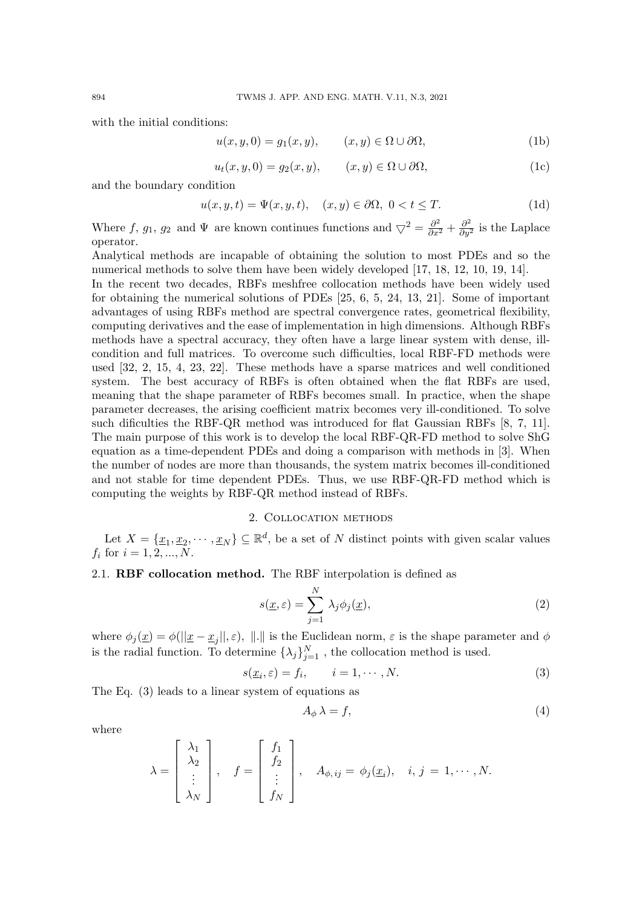with the initial conditions:

$$u(x,y,0) = g_1(x,y), \qquad (x,y) \in \Omega \cup \partial\Omega, \tag{1b}$$

$$u_t(x,y,0) = g_2(x,y), \qquad (x,y) \in \Omega \cup \partial\Omega, \tag{1c}$$

and the boundary condition

$$u(x,y,t) = \Psi(x,y,t), \quad (x,y) \in \partial\Omega, \; 0 < t \leq T. \tag{1d}$$

Where $f$, $g_1$, $g_2$ and $\Psi$ are known continues functions and $\bigtriangledown^2 = \frac{\partial^2}{\partial x^2} + \frac{\partial^2}{\partial y^2}$ is the Laplace operator.

Analytical methods are incapable of obtaining the solution to most PDEs and so the numerical methods to solve them have been widely developed [17, 18, 12, 10, 19, 14].

In the recent two decades, RBFs meshfree collocation methods have been widely used for obtaining the numerical solutions of PDEs [25, 6, 5, 24, 13, 21]. Some of important advantages of using RBFs method are spectral convergence rates, geometrical flexibility, computing derivatives and the ease of implementation in high dimensions. Although RBFs methods have a spectral accuracy, they often have a large linear system with dense, ill-condition and full matrices. To overcome such difficulties, local RBF-FD methods were used [32, 2, 15, 4, 23, 22]. These methods have a sparse matrices and well conditioned system. The best accuracy of RBFs is often obtained when the flat RBFs are used, meaning that the shape parameter of RBFs becomes small. In practice, when the shape parameter decreases, the arising coefficient matrix becomes very ill-conditioned. To solve such dificulties the RBF-QR method was introduced for flat Gaussian RBFs [8, 7, 11]. The main purpose of this work is to develop the local RBF-QR-FD method to solve ShG equation as a time-dependent PDEs and doing a comparison with methods in [3]. When the number of nodes are more than thousands, the system matrix becomes ill-conditioned and not stable for time dependent PDEs. Thus, we use RBF-QR-FD method which is computing the weights by RBF-QR method instead of RBFs.

## 2. Collocation methods

Let $X = \{\underline{x}_1, \underline{x}_2, \cdots, \underline{x}_N\} \subseteq \mathbb{R}^d$, be a set of $N$ distinct points with given scalar values $f_i$ for $i = 1, 2, ..., N$.

### 2.1. RBF collocation method.

The RBF interpolation is defined as

$$s(\underline{x}, \varepsilon) = \sum_{j=1}^{N} \lambda_j \phi_j(\underline{x}), \tag{2}$$

where $\phi_j(\underline{x}) = \phi(||\underline{x} - \underline{x}_j||, \varepsilon)$, $\|.\|$ is the Euclidean norm, $\varepsilon$ is the shape parameter and $\phi$ is the radial function. To determine $\{\lambda_j\}_{j=1}^{N}$ , the collocation method is used.

$$s(\underline{x}_i, \varepsilon) = f_i, \qquad i = 1, \cdots, N. \tag{3}$$

The Eq. (3) leads to a linear system of equations as

$$A_\phi \, \lambda = f, \tag{4}$$

where

$$\lambda = \begin{bmatrix} \lambda_1 \\ \lambda_2 \\ \vdots \\ \lambda_N \end{bmatrix}, \quad f = \begin{bmatrix} f_1 \\ f_2 \\ \vdots \\ f_N \end{bmatrix}, \quad A_{\phi,ij} = \phi_j(\underline{x}_i), \quad i, \, j = 1, \cdots, N.$$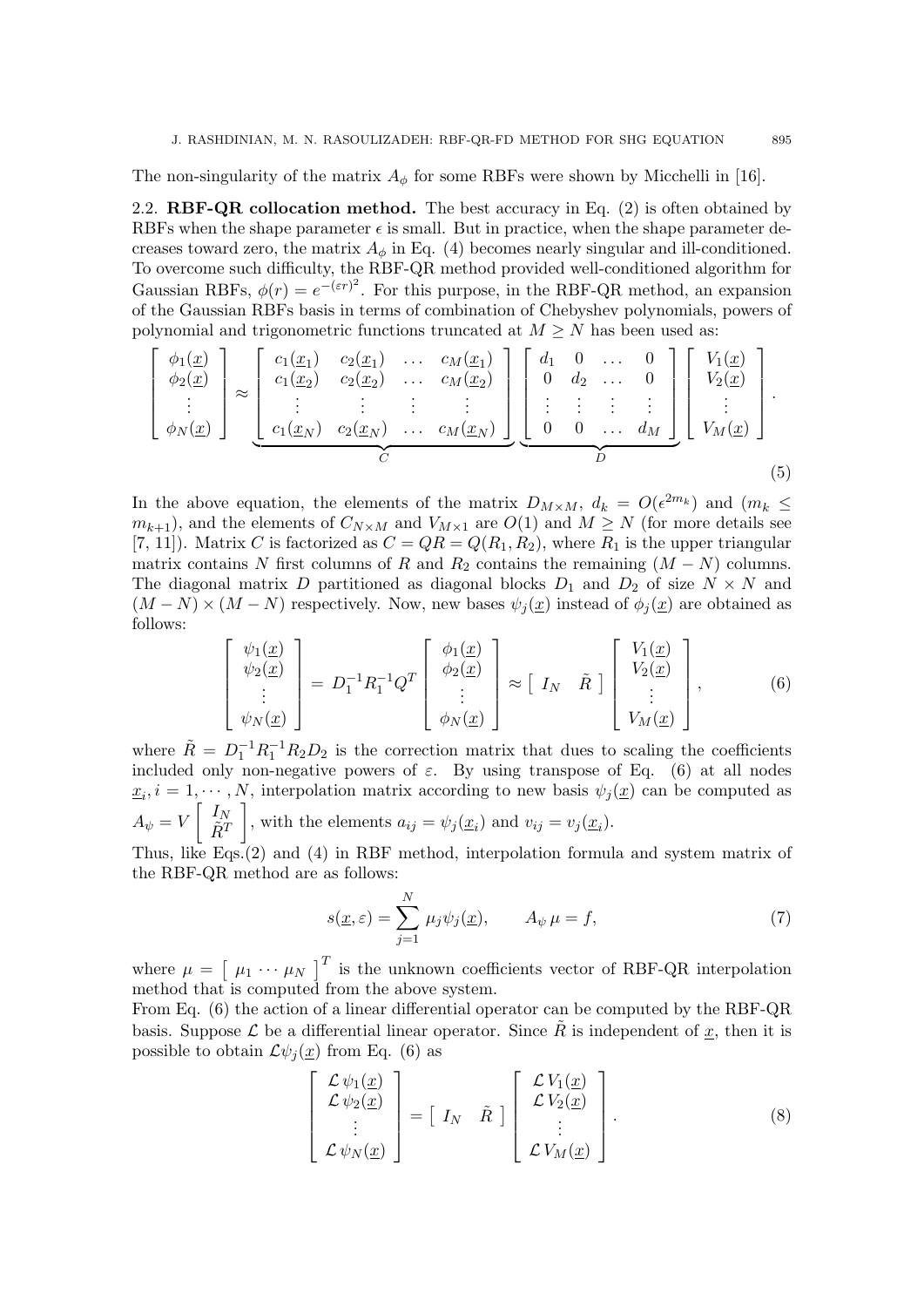The non-singularity of the matrix $A_\phi$ for some RBFs were shown by Micchelli in [16].

**2.2. RBF-QR collocation method.** The best accuracy in Eq. (2) is often obtained by RBFs when the shape parameter $\epsilon$ is small. But in practice, when the shape parameter decreases toward zero, the matrix $A_\phi$ in Eq. (4) becomes nearly singular and ill-conditioned. To overcome such difficulty, the RBF-QR method provided well-conditioned algorithm for Gaussian RBFs, $\phi(r) = e^{-(\varepsilon r)^2}$. For this purpose, in the RBF-QR method, an expansion of the Gaussian RBFs basis in terms of combination of Chebyshev polynomials, powers of polynomial and trigonometric functions truncated at $M \geq N$ has been used as:

$$
\begin{bmatrix} \phi_1(\underline{x}) \\ \phi_2(\underline{x}) \\ \vdots \\ \phi_N(\underline{x}) \end{bmatrix} \approx \underbrace{\begin{bmatrix} c_1(\underline{x}_1) & c_2(\underline{x}_1) & \dots & c_M(\underline{x}_1) \\ c_1(\underline{x}_2) & c_2(\underline{x}_2) & \dots & c_M(\underline{x}_2) \\ \vdots & \vdots & \vdots & \vdots \\ c_1(\underline{x}_N) & c_2(\underline{x}_N) & \dots & c_M(\underline{x}_N) \end{bmatrix}}_{C} \underbrace{\begin{bmatrix} d_1 & 0 & \dots & 0 \\ 0 & d_2 & \dots & 0 \\ \vdots & \vdots & \vdots & \vdots \\ 0 & 0 & \dots & d_M \end{bmatrix}}_{D} \begin{bmatrix} V_1(\underline{x}) \\ V_2(\underline{x}) \\ \vdots \\ V_M(\underline{x}) \end{bmatrix}. \tag{5}
$$

In the above equation, the elements of the matrix $D_{M\times M}$, $d_k = O(\epsilon^{2m_k})$ and ($m_k \leq m_{k+1}$), and the elements of $C_{N\times M}$ and $V_{M\times 1}$ are $O(1)$ and $M \geq N$ (for more details see [7, 11]). Matrix $C$ is factorized as $C = QR = Q(R_1, R_2)$, where $R_1$ is the upper triangular matrix contains $N$ first columns of $R$ and $R_2$ contains the remaining $(M - N)$ columns. The diagonal matrix $D$ partitioned as diagonal blocks $D_1$ and $D_2$ of size $N \times N$ and $(M - N) \times (M - N)$ respectively. Now, new bases $\psi_j(\underline{x})$ instead of $\phi_j(\underline{x})$ are obtained as follows:

$$
\begin{bmatrix} \psi_1(\underline{x}) \\ \psi_2(\underline{x}) \\ \vdots \\ \psi_N(\underline{x}) \end{bmatrix} = D_1^{-1} R_1^{-1} Q^T \begin{bmatrix} \phi_1(\underline{x}) \\ \phi_2(\underline{x}) \\ \vdots \\ \phi_N(\underline{x}) \end{bmatrix} \approx \begin{bmatrix} I_N & \tilde{R} \end{bmatrix} \begin{bmatrix} V_1(\underline{x}) \\ V_2(\underline{x}) \\ \vdots \\ V_M(\underline{x}) \end{bmatrix}, \tag{6}
$$

where $\tilde{R} = D_1^{-1} R_1^{-1} R_2 D_2$ is the correction matrix that dues to scaling the coefficients included only non-negative powers of $\varepsilon$. By using transpose of Eq. (6) at all nodes $\underline{x}_i, i = 1, \cdots, N$, interpolation matrix according to new basis $\psi_j(\underline{x})$ can be computed as $A_\psi = V \begin{bmatrix} I_N \\ \tilde{R}^T \end{bmatrix}$, with the elements $a_{ij} = \psi_j(\underline{x}_i)$ and $v_{ij} = v_j(\underline{x}_i)$.

Thus, like Eqs.(2) and (4) in RBF method, interpolation formula and system matrix of the RBF-QR method are as follows:

$$
s(\underline{x}, \varepsilon) = \sum_{j=1}^{N} \mu_j \psi_j(\underline{x}), \qquad A_\psi \, \mu = f, \tag{7}
$$

where $\mu = \begin{bmatrix} \mu_1 \cdots \mu_N \end{bmatrix}^T$ is the unknown coefficients vector of RBF-QR interpolation method that is computed from the above system.

From Eq. (6) the action of a linear differential operator can be computed by the RBF-QR basis. Suppose $\mathcal{L}$ be a differential linear operator. Since $\tilde{R}$ is independent of $\underline{x}$, then it is possible to obtain $\mathcal{L}\psi_j(\underline{x})$ from Eq. (6) as

$$
\begin{bmatrix} \mathcal{L}\,\psi_1(\underline{x}) \\ \mathcal{L}\,\psi_2(\underline{x}) \\ \vdots \\ \mathcal{L}\,\psi_N(\underline{x}) \end{bmatrix} = \begin{bmatrix} I_N & \tilde{R} \end{bmatrix} \begin{bmatrix} \mathcal{L}\,V_1(\underline{x}) \\ \mathcal{L}\,V_2(\underline{x}) \\ \vdots \\ \mathcal{L}\,V_M(\underline{x}) \end{bmatrix}. \tag{8}
$$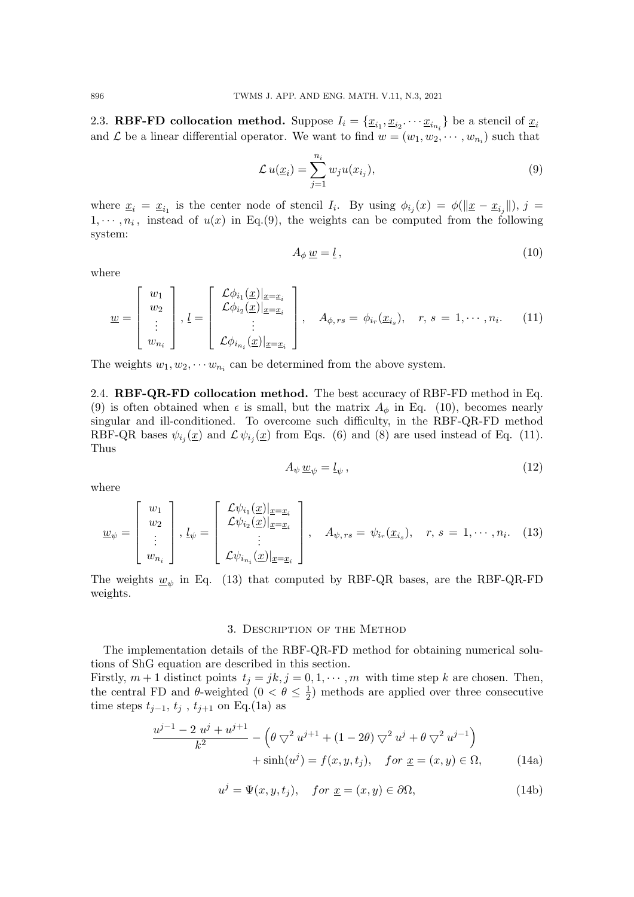2.3. **RBF-FD collocation method.** Suppose $I_i = \{\underline{x}_{i_1}, \underline{x}_{i_2}. \cdots \underline{x}_{i_{n_i}}\}$ be a stencil of $\underline{x}_i$ and $\mathcal{L}$ be a linear differential operator. We want to find $w = (w_1, w_2, \cdots, w_{n_i})$ such that

$$\mathcal{L}\, u(\underline{x}_i) = \sum_{j=1}^{n_i} w_j u(x_{i_j}), \tag{9}$$

where $\underline{x}_i = \underline{x}_{i_1}$ is the center node of stencil $I_i$. By using $\phi_{i_j}(x) = \phi(\|\underline{x} - \underline{x}_{i_j}\|)$, $j = 1, \cdots, n_i$, instead of $u(x)$ in Eq.(9), the weights can be computed from the following system:

$$A_\phi\, \underline{w} = \underline{l}\,, \tag{10}$$

where

$$\underline{w} = \begin{bmatrix} w_1 \\ w_2 \\ \vdots \\ w_{n_i} \end{bmatrix}, \; \underline{l} = \begin{bmatrix} \mathcal{L}\phi_{i_1}(\underline{x})|_{\underline{x}=\underline{x}_i} \\ \mathcal{L}\phi_{i_2}(\underline{x})|_{\underline{x}=\underline{x}_i} \\ \vdots \\ \mathcal{L}\phi_{i_{n_i}}(\underline{x})|_{\underline{x}=\underline{x}_i} \end{bmatrix}, \quad A_{\phi,\, rs} = \phi_{i_r}(\underline{x}_{i_s}), \quad r,\, s \,=\, 1, \cdots, n_i. \tag{11}$$

The weights $w_1, w_2, \cdots w_{n_i}$ can be determined from the above system.

2.4. **RBF-QR-FD collocation method.** The best accuracy of RBF-FD method in Eq. (9) is often obtained when $\epsilon$ is small, but the matrix $A_\phi$ in Eq. (10), becomes nearly singular and ill-conditioned. To overcome such difficulty, in the RBF-QR-FD method RBF-QR bases $\psi_{i_j}(\underline{x})$ and $\mathcal{L}\,\psi_{i_j}(\underline{x})$ from Eqs. (6) and (8) are used instead of Eq. (11). Thus

$$A_\psi\, \underline{w}_\psi = \underline{l}_\psi\,, \tag{12}$$

where

$$\underline{w}_\psi = \begin{bmatrix} w_1 \\ w_2 \\ \vdots \\ w_{n_i} \end{bmatrix}, \; \underline{l}_\psi = \begin{bmatrix} \mathcal{L}\psi_{i_1}(\underline{x})|_{\underline{x}=\underline{x}_i} \\ \mathcal{L}\psi_{i_2}(\underline{x})|_{\underline{x}=\underline{x}_i} \\ \vdots \\ \mathcal{L}\psi_{i_{n_i}}(\underline{x})|_{\underline{x}=\underline{x}_i} \end{bmatrix}, \quad A_{\psi,\, rs} = \psi_{i_r}(\underline{x}_{i_s}), \quad r,\, s \,=\, 1, \cdots, n_i. \tag{13}$$

The weights $\underline{w}_\psi$ in Eq. (13) that computed by RBF-QR bases, are the RBF-QR-FD weights.

## 3. Description of the Method

The implementation details of the RBF-QR-FD method for obtaining numerical solutions of ShG equation are described in this section.

Firstly, $m+1$ distinct points $t_j = jk, j = 0, 1, \cdots, m$ with time step $k$ are chosen. Then, the central FD and $\theta$-weighted ($0 < \theta \leq \frac{1}{2}$) methods are applied over three consecutive time steps $t_{j-1}$, $t_j$ , $t_{j+1}$ on Eq.(1a) as

$$\frac{u^{j-1} - 2\; u^j + u^{j+1}}{k^2} - \left(\theta \bigtriangledown^2 u^{j+1} + (1-2\theta) \bigtriangledown^2 u^j + \theta \bigtriangledown^2 u^{j-1}\right) + \sinh(u^j) = f(x, y, t_j), \quad for\ \underline{x} = (x, y) \in \Omega, \tag{14a}$$

$$u^j = \Psi(x, y, t_j), \quad for\ \underline{x} = (x, y) \in \partial\Omega, \tag{14b}$$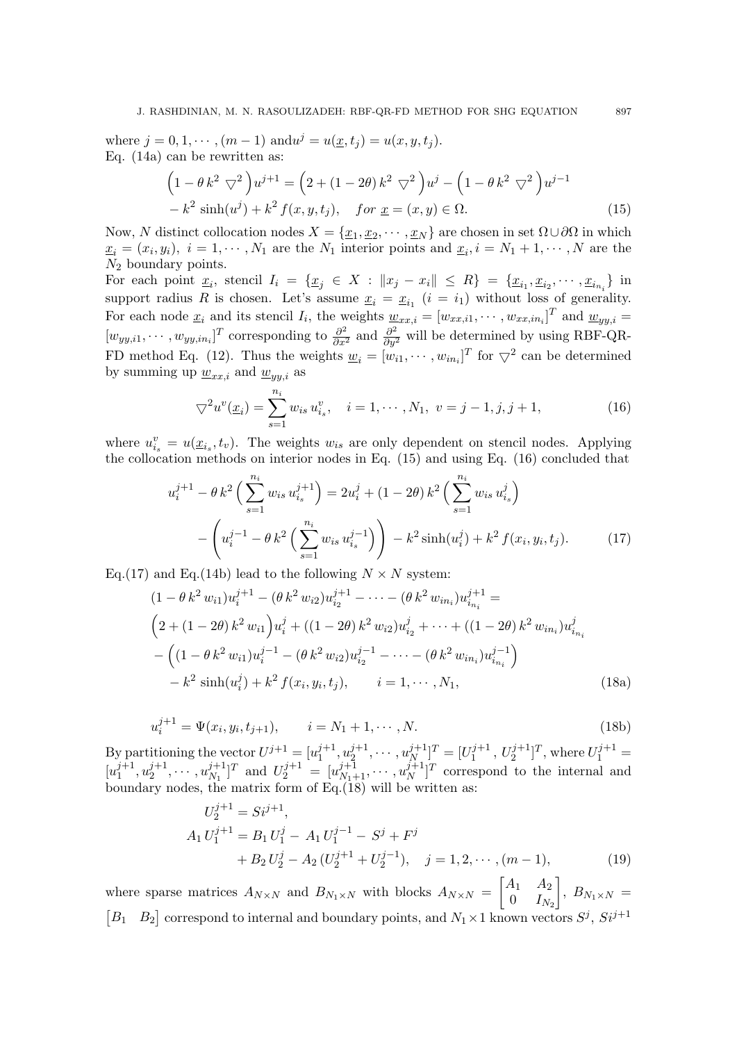where $j = 0, 1, \cdots, (m-1)$ and$u^j = u(\underline{x}, t_j) = u(x, y, t_j)$.
Eq. (14a) can be rewritten as:

$$
\begin{aligned}
\Big(1 - \theta\, k^2\, \nabla^2\Big) u^{j+1} &= \Big(2 + (1-2\theta)\, k^2\, \nabla^2\Big) u^j - \Big(1 - \theta\, k^2\, \nabla^2\Big) u^{j-1} \\
&- k^2\, \sinh(u^j) + k^2\, f(x, y, t_j), \quad \textit{for}\ \underline{x} = (x, y) \in \Omega. \qquad (15)
\end{aligned}
$$

Now, $N$ distinct collocation nodes $X = \{\underline{x}_1, \underline{x}_2, \cdots, \underline{x}_N\}$ are chosen in set $\Omega \cup \partial\Omega$ in which $\underline{x}_i = (x_i, y_i),\ i = 1, \cdots, N_1$ are the $N_1$ interior points and $\underline{x}_i, i = N_1 + 1, \cdots, N$ are the $N_2$ boundary points.
For each point $\underline{x}_i$, stencil $I_i = \{\underline{x}_j \in X : \|x_j - x_i\| \leq R\} = \{\underline{x}_{i_1}, \underline{x}_{i_2}, \cdots, \underline{x}_{i_{n_i}}\}$ in support radius $R$ is chosen. Let's assume $\underline{x}_i = \underline{x}_{i_1}$ $(i = i_1)$ without loss of generality. For each node $\underline{x}_i$ and its stencil $I_i$, the weights $\underline{w}_{xx,i} = [w_{xx,i1}, \cdots, w_{xx,in_i}]^T$ and $\underline{w}_{yy,i} = [w_{yy,i1}, \cdots, w_{yy,in_i}]^T$ corresponding to $\frac{\partial^2}{\partial x^2}$ and $\frac{\partial^2}{\partial y^2}$ will be determined by using RBF-QR-FD method Eq. (12). Thus the weights $\underline{w}_i = [w_{i1}, \cdots, w_{in_i}]^T$ for $\nabla^2$ can be determined by summing up $\underline{w}_{xx,i}$ and $\underline{w}_{yy,i}$ as

$$
\nabla^2 u^v(\underline{x}_i) = \sum_{s=1}^{n_i} w_{is}\, u^v_{i_s}, \quad i = 1, \cdots, N_1,\ v = j-1, j, j+1, \qquad (16)
$$

where $u^v_{i_s} = u(\underline{x}_{i_s}, t_v)$. The weights $w_{is}$ are only dependent on stencil nodes. Applying the collocation methods on interior nodes in Eq. (15) and using Eq. (16) concluded that

$$
\begin{aligned}
u_i^{j+1} - \theta\, k^2 \Big(\sum_{s=1}^{n_i} w_{is}\, u^{j+1}_{i_s}\Big) &= 2u_i^j + (1-2\theta)\, k^2 \Big(\sum_{s=1}^{n_i} w_{is}\, u^{j}_{i_s}\Big) \\
&- \left(u_i^{j-1} - \theta\, k^2 \Big(\sum_{s=1}^{n_i} w_{is}\, u^{j-1}_{i_s}\Big)\right) - k^2 \sinh(u_i^j) + k^2\, f(x_i, y_i, t_j). \qquad (17)
\end{aligned}
$$

Eq.(17) and Eq.(14b) lead to the following $N \times N$ system:

$$
\begin{aligned}
&(1 - \theta\, k^2\, w_{i1}) u_i^{j+1} - (\theta\, k^2\, w_{i2}) u_{i_2}^{j+1} - \cdots - (\theta\, k^2\, w_{in_i}) u_{i_{n_i}}^{j+1} = \\
&\Big(2 + (1-2\theta)\, k^2\, w_{i1}\Big) u_i^j + ((1-2\theta)\, k^2\, w_{i2}) u_{i_2}^j + \cdots + ((1-2\theta)\, k^2\, w_{in_i}) u_{i_{n_i}}^j \\
&- \Big((1 - \theta\, k^2\, w_{i1}) u_i^{j-1} - (\theta\, k^2\, w_{i2}) u_{i_2}^{j-1} - \cdots - (\theta\, k^2\, w_{in_i}) u_{i_{n_i}}^{j-1}\Big) \\
&- k^2 \sinh(u_i^j) + k^2\, f(x_i, y_i, t_j), \qquad i = 1, \cdots, N_1, \qquad (18a)
\end{aligned}
$$

$$
u_i^{j+1} = \Psi(x_i, y_i, t_{j+1}), \qquad i = N_1 + 1, \cdots, N. \qquad (18b)
$$

By partitioning the vector $U^{j+1} = [u_1^{j+1}, u_2^{j+1}, \cdots, u_N^{j+1}]^T = [U_1^{j+1}, U_2^{j+1}]^T$, where $U_1^{j+1} = [u_1^{j+1}, u_2^{j+1}, \cdots, u_{N_1}^{j+1}]^T$ and $U_2^{j+1} = [u_{N_1+1}^{j+1}, \cdots, u_N^{j+1}]^T$ correspond to the internal and boundary nodes, the matrix form of Eq.(18) will be written as:

$$
\begin{aligned}
U_2^{j+1} &= Si^{j+1}, \\
A_1\, U_1^{j+1} &= B_1\, U_1^j - A_1\, U_1^{j-1} - S^j + F^j \\
&+ B_2\, U_2^j - A_2\, (U_2^{j+1} + U_2^{j-1}), \quad j = 1, 2, \cdots, (m-1), \qquad (19)
\end{aligned}
$$

where sparse matrices $A_{N\times N}$ and $B_{N_1\times N}$ with blocks $A_{N\times N} = \begin{bmatrix} A_1 & A_2 \\ 0 & I_{N_2} \end{bmatrix}$, $B_{N_1\times N} = \begin{bmatrix} B_1 & B_2 \end{bmatrix}$ correspond to internal and boundary points, and $N_1 \times 1$ known vectors $S^j$, $Si^{j+1}$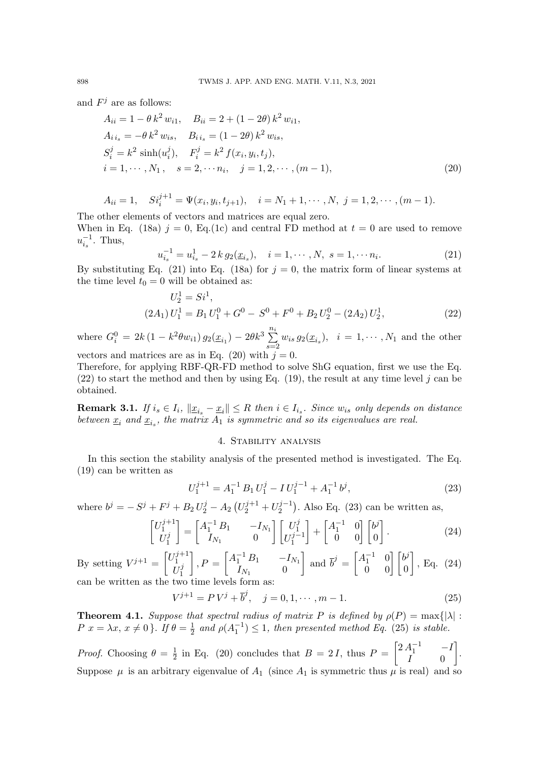and $F^j$ are as follows:

$$
\begin{aligned}
&A_{ii} = 1 - \theta\, k^2\, w_{i1}, \quad B_{ii} = 2 + (1-2\theta)\, k^2\, w_{i1}, \\
&A_{i\, i_s} = -\theta\, k^2\, w_{is}, \quad B_{i\, i_s} = (1-2\theta)\, k^2\, w_{is}, \\
&S_i^j = k^2 \sinh(u_i^j), \quad F_i^j = k^2\, f(x_i, y_i, t_j), \\
&i = 1, \cdots, N_1\,, \quad s = 2, \cdots n_i, \quad j = 1, 2, \cdots, (m-1),
\end{aligned}
\tag{20}
$$

$$
A_{ii} = 1, \quad Si_i^{j+1} = \Psi(x_i, y_i, t_{j+1}), \quad i = N_1 + 1, \cdots, N, \ j = 1, 2, \cdots, (m-1).
$$

The other elements of vectors and matrices are equal zero.
When in Eq. (18a) $j = 0$, Eq.(1c) and central FD method at $t = 0$ are used to remove $u_{i_s}^{-1}$. Thus,

$$
u_{i_s}^{-1} = u_{i_s}^1 - 2\, k\, g_2(\underline{x}_{i_s}), \quad i = 1, \cdots, N, \ s = 1, \cdots n_i. \tag{21}
$$

By substituting Eq. (21) into Eq. (18a) for $j = 0$, the matrix form of linear systems at the time level $t_0 = 0$ will be obtained as:

$$
\begin{aligned}
&U_2^1 = Si^1, \\
&(2A_1)\, U_1^1 = B_1\, U_1^0 + G^0 - S^0 + F^0 + B_2\, U_2^0 - (2A_2)\, U_2^1,
\end{aligned}
\tag{22}
$$

where $G_i^0 = 2k\,(1 - k^2\theta w_{i1})\, g_2(\underline{x}_{i_1}) - 2\theta k^3 \sum_{s=2}^{n_i} w_{is}\, g_2(\underline{x}_{i_s}), \quad i = 1, \cdots, N_1$ and the other vectors and matrices are as in Eq. (20) with $j = 0$.
Therefore, for applying RBF-QR-FD method to solve ShG equation, first we use the Eq. (22) to start the method and then by using Eq. (19), the result at any time level $j$ can be obtained.

**Remark 3.1.** *If $i_s \in I_i$, $\|\underline{x}_{i_s} - \underline{x}_i\| \le R$ then $i \in I_{i_s}$. Since $w_{is}$ only depends on distance between $\underline{x}_i$ and $\underline{x}_{i_s}$, the matrix $A_1$ is symmetric and so its eigenvalues are real.*

## 4. Stability analysis

In this section the stability analysis of the presented method is investigated. The Eq. (19) can be written as

$$
U_1^{j+1} = A_1^{-1}\, B_1\, U_1^j - I\, U_1^{j-1} + A_1^{-1}\, b^j, \tag{23}
$$

where $b^j = -S^j + F^j + B_2\, U_2^j - A_2\left(U_2^{j+1} + U_2^{j-1}\right)$. Also Eq. (23) can be written as,

$$
\begin{bmatrix} U_1^{j+1} \\ U_1^j \end{bmatrix} = \begin{bmatrix} A_1^{-1}\, B_1 & -I_{N_1} \\ I_{N_1} & 0 \end{bmatrix} \begin{bmatrix} U_1^j \\ U_1^{j-1} \end{bmatrix} + \begin{bmatrix} A_1^{-1} & 0 \\ 0 & 0 \end{bmatrix} \begin{bmatrix} b^j \\ 0 \end{bmatrix}. \tag{24}
$$

By setting $V^{j+1} = \begin{bmatrix} U_1^{j+1} \\ U_1^j \end{bmatrix}$, $P = \begin{bmatrix} A_1^{-1}\, B_1 & -I_{N_1} \\ I_{N_1} & 0 \end{bmatrix}$ and $\overline{b}^j = \begin{bmatrix} A_1^{-1} & 0 \\ 0 & 0 \end{bmatrix} \begin{bmatrix} b^j \\ 0 \end{bmatrix}$, Eq. (24) can be written as the two time levels form as:

$$
V^{j+1} = P\, V^j + \overline{b}^j, \quad j = 0, 1, \cdots, m-1. \tag{25}
$$

**Theorem 4.1.** *Suppose that spectral radius of matrix $P$ is defined by $\rho(P) = \max\{|\lambda| : P\ x = \lambda x,\ x \neq 0\}$. If $\theta = \frac{1}{2}$ and $\rho(A_1^{-1}) \le 1$, then presented method Eq. (25) is stable.*

*Proof.* Choosing $\theta = \frac{1}{2}$ in Eq. (20) concludes that $B = 2\,I$, thus $P = \begin{bmatrix} 2\,A_1^{-1} & -I \\ I & 0 \end{bmatrix}$.
Suppose $\mu$ is an arbitrary eigenvalue of $A_1$ (since $A_1$ is symmetric thus $\mu$ is real) and so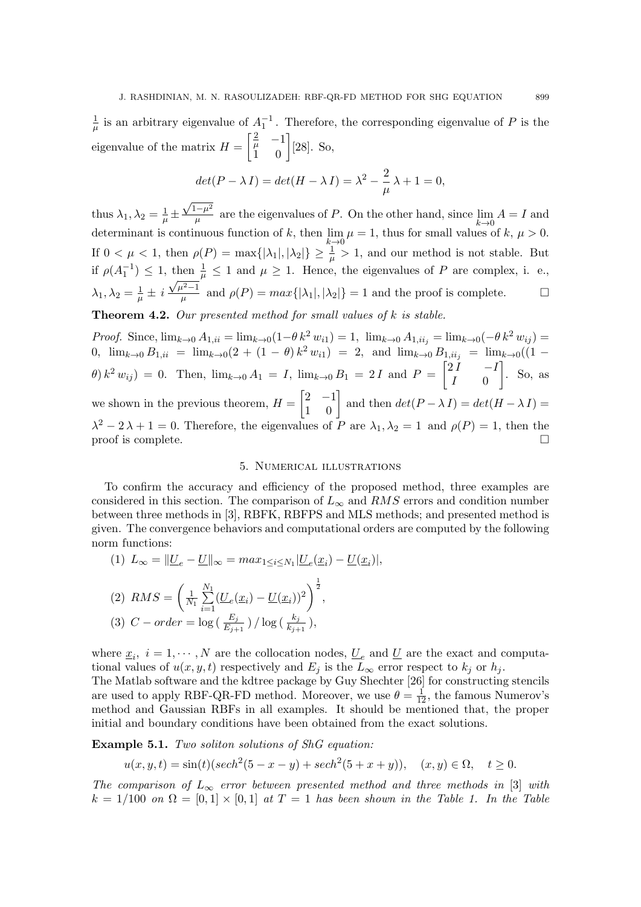$\frac{1}{\mu}$ is an arbitrary eigenvalue of $A_1^{-1}$. Therefore, the corresponding eigenvalue of $P$ is the eigenvalue of the matrix $H = \begin{bmatrix} \frac{2}{\mu} & -1 \\ 1 & 0 \end{bmatrix}$ [28]. So,

$$det(P - \lambda I) = det(H - \lambda I) = \lambda^2 - \frac{2}{\mu}\lambda + 1 = 0,$$

thus $\lambda_1, \lambda_2 = \frac{1}{\mu} \pm \frac{\sqrt{1-\mu^2}}{\mu}$ are the eigenvalues of $P$. On the other hand, since $\lim_{k\to 0} A = I$ and determinant is continuous function of $k$, then $\lim_{k\to 0} \mu = 1$, thus for small values of $k$, $\mu > 0$. If $0 < \mu < 1$, then $\rho(P) = \max\{|\lambda_1|, |\lambda_2|\} \geq \frac{1}{\mu} > 1$, and our method is not stable. But if $\rho(A_1^{-1}) \leq 1$, then $\frac{1}{\mu} \leq 1$ and $\mu \geq 1$. Hence, the eigenvalues of $P$ are complex, i. e., $\lambda_1, \lambda_2 = \frac{1}{\mu} \pm i\,\frac{\sqrt{\mu^2-1}}{\mu}$ and $\rho(P) = max\{|\lambda_1|, |\lambda_2|\} = 1$ and the proof is complete. $\square$

**Theorem 4.2.** *Our presented method for small values of $k$ is stable.*

*Proof.* Since, $\lim_{k\to 0} A_{1,ii} = \lim_{k\to 0}(1-\theta\, k^2\, w_{i1}) = 1$, $\lim_{k\to 0} A_{1,ii_j} = \lim_{k\to 0}(-\theta\, k^2\, w_{ij}) = 0$, $\lim_{k\to 0} B_{1,ii} = \lim_{k\to 0}(2 + (1-\theta)\, k^2\, w_{i1}) = 2$, and $\lim_{k\to 0} B_{1,ii_j} = \lim_{k\to 0}((1-\theta)\, k^2\, w_{ij}) = 0$. Then, $\lim_{k\to 0} A_1 = I$, $\lim_{k\to 0} B_1 = 2\,I$ and $P = \begin{bmatrix} 2\,I & -I \\ I & 0 \end{bmatrix}$. So, as we shown in the previous theorem, $H = \begin{bmatrix} 2 & -1 \\ 1 & 0 \end{bmatrix}$ and then $det(P - \lambda I) = det(H - \lambda I) = \lambda^2 - 2\,\lambda + 1 = 0$. Therefore, the eigenvalues of $P$ are $\lambda_1, \lambda_2 = 1$ and $\rho(P) = 1$, then the proof is complete. $\square$

## 5. Numerical illustrations

To confirm the accuracy and efficiency of the proposed method, three examples are considered in this section. The comparison of $L_\infty$ and $RMS$ errors and condition number between three methods in [3], RBFK, RBFPS and MLS methods; and presented method is given. The convergence behaviors and computational orders are computed by the following norm functions:

(1) $L_\infty = \|\underline{U}_e - \underline{U}\|_\infty = max_{1\leq i\leq N_1}|\underline{U}_e(\underline{x}_i) - \underline{U}(\underline{x}_i)|$,

(2) $RMS = \left(\frac{1}{N_1}\sum_{i=1}^{N_1}(\underline{U}_e(\underline{x}_i) - \underline{U}(\underline{x}_i))^2\right)^{\frac{1}{2}}$,

(3) $C-order = \log\left(\frac{E_j}{E_{j+1}}\right) / \log\left(\frac{k_j}{k_{j+1}}\right)$,

where $\underline{x}_i$, $i = 1, \cdots, N$ are the collocation nodes, $\underline{U}_e$ and $\underline{U}$ are the exact and computational values of $u(x, y, t)$ respectively and $E_j$ is the $L_\infty$ error respect to $k_j$ or $h_j$.

The Matlab software and the kdtree package by Guy Shechter [26] for constructing stencils are used to apply RBF-QR-FD method. Moreover, we use $\theta = \frac{1}{12}$, the famous Numerov's method and Gaussian RBFs in all examples. It should be mentioned that, the proper initial and boundary conditions have been obtained from the exact solutions.

**Example 5.1.** *Two soliton solutions of ShG equation:*

$$u(x, y, t) = \sin(t)(sech^2(5 - x - y) + sech^2(5 + x + y)), \quad (x, y) \in \Omega, \quad t \geq 0.$$

*The comparison of $L_\infty$ error between presented method and three methods in [3] with $k = 1/100$ on $\Omega = [0, 1] \times [0, 1]$ at $T = 1$ has been shown in the Table 1. In the Table*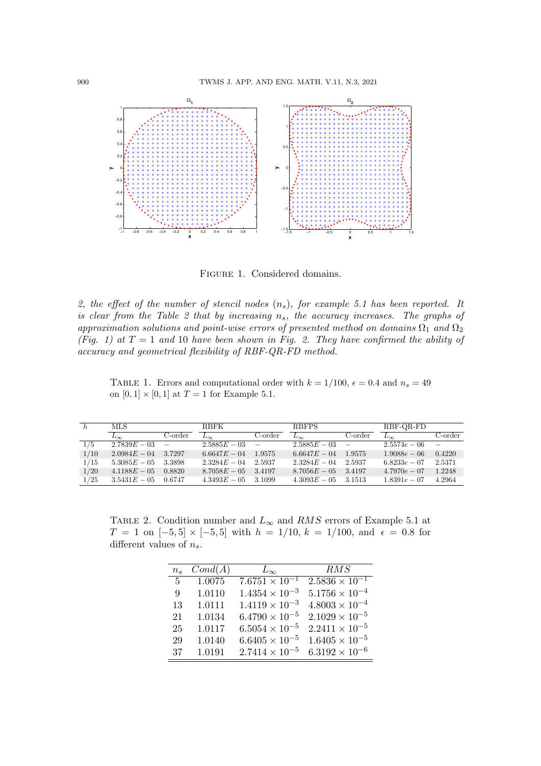FIGURE 1. Considered domains.

*2, the effect of the number of stencil nodes ($n_s$), for example 5.1 has been reported. It is clear from the Table 2 that by increasing $n_s$, the accuracy increases. The graphs of approximation solutions and point-wise errors of presented method on domains $\Omega_1$ and $\Omega_2$ (Fig. 1) at $T = 1$ and 10 have been shown in Fig. 2. They have confirmed the ability of accuracy and geometrical flexibility of RBF-QR-FD method.*

TABLE 1. Errors and computational order with $k = 1/100$, $\epsilon = 0.4$ and $n_s = 49$ on $[0, 1] \times [0, 1]$ at $T = 1$ for Example 5.1.

| $h$ | MLS | | RBFK | | RBFPS | | RBF-QR-FD | |
|---|---|---|---|---|---|---|---|---|
| | $L_\infty$ | C-order | $L_\infty$ | C-order | $L_\infty$ | C-order | $L_\infty$ | C-order |
| 1/5 | $2.7839E-03$ | – | $2.5885E-03$ | – | $2.5885E-03$ | – | $2.5574e-06$ | – |
| 1/10 | $2.0984E-04$ | 3.7297 | $6.6647E-04$ | 1.9575 | $6.6647E-04$ | 1.9575 | $1.9088e-06$ | 0.4220 |
| 1/15 | $5.3085E-05$ | 3.3898 | $2.3284E-04$ | 2.5937 | $2.3284E-04$ | 2.5937 | $6.8233e-07$ | 2.5371 |
| 1/20 | $4.1188E-05$ | 0.8820 | $8.7058E-05$ | 3.4197 | $8.7056E-05$ | 3.4197 | $4.7970e-07$ | 1.2248 |
| 1/25 | $3.5431E-05$ | 0.6747 | $4.3493E-05$ | 3.1099 | $4.3093E-05$ | 3.1513 | $1.8391e-07$ | 4.2964 |

TABLE 2. Condition number and $L_\infty$ and $RMS$ errors of Example 5.1 at $T = 1$ on $[-5, 5] \times [-5, 5]$ with $h = 1/10$, $k = 1/100$, and $\epsilon = 0.8$ for different values of $n_s$.

| $n_s$ | $Cond(A)$ | $L_\infty$ | $RMS$ |
|---|---|---|---|
| 5 | 1.0075 | $7.6751 \times 10^{-1}$ | $2.5836 \times 10^{-1}$ |
| 9 | 1.0110 | $1.4354 \times 10^{-3}$ | $5.1756 \times 10^{-4}$ |
| 13 | 1.0111 | $1.4119 \times 10^{-3}$ | $4.8003 \times 10^{-4}$ |
| 21 | 1.0134 | $6.4790 \times 10^{-5}$ | $2.1029 \times 10^{-5}$ |
| 25 | 1.0117 | $6.5054 \times 10^{-5}$ | $2.2411 \times 10^{-5}$ |
| 29 | 1.0140 | $6.6405 \times 10^{-5}$ | $1.6405 \times 10^{-5}$ |
| 37 | 1.0191 | $2.7414 \times 10^{-5}$ | $6.3192 \times 10^{-6}$ |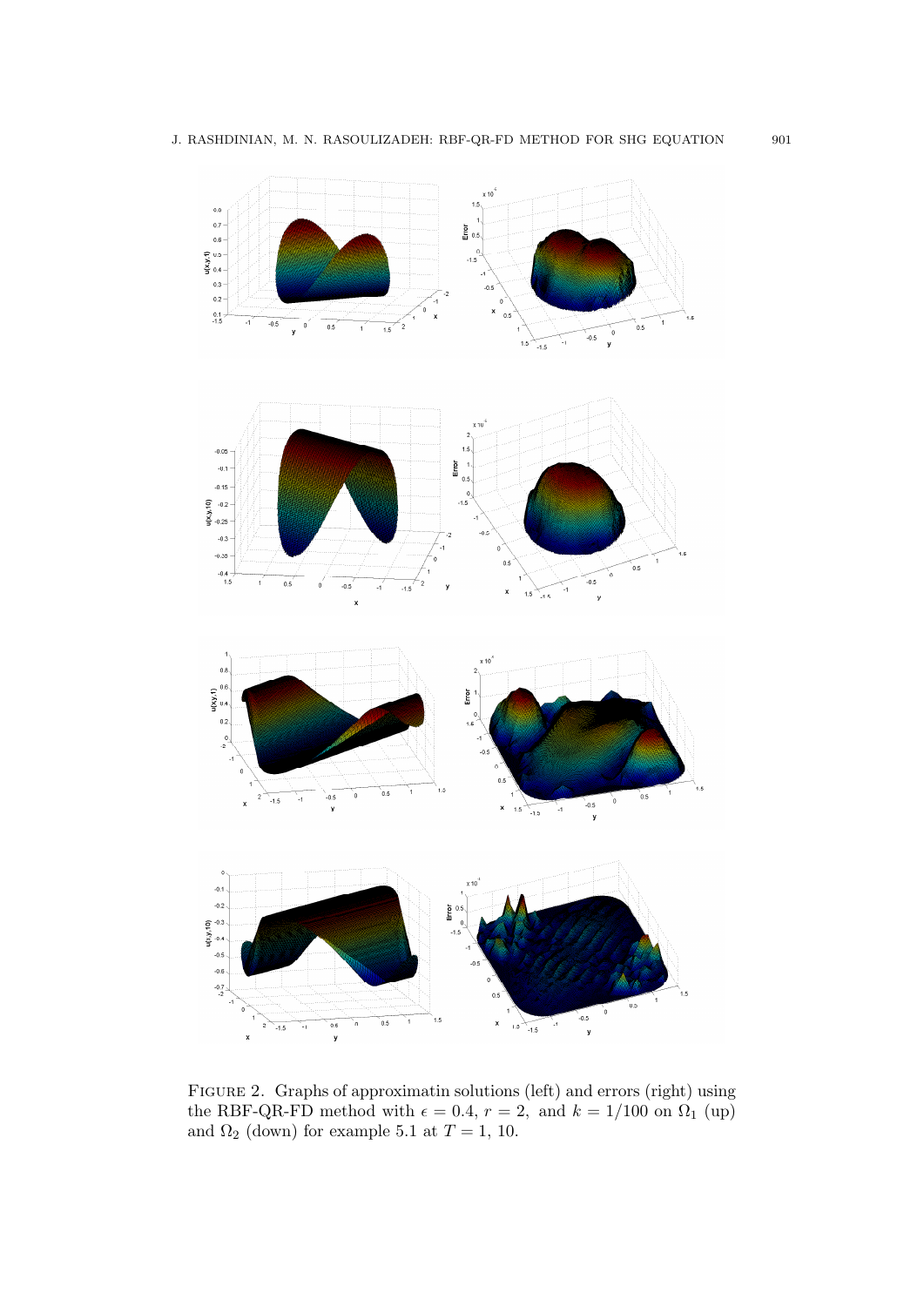Figure 2. Graphs of approximatin solutions (left) and errors (right) using the RBF-QR-FD method with $\epsilon = 0.4$, $r = 2$, and $k = 1/100$ on $\Omega_1$ (up) and $\Omega_2$ (down) for example 5.1 at $T = 1$, 10.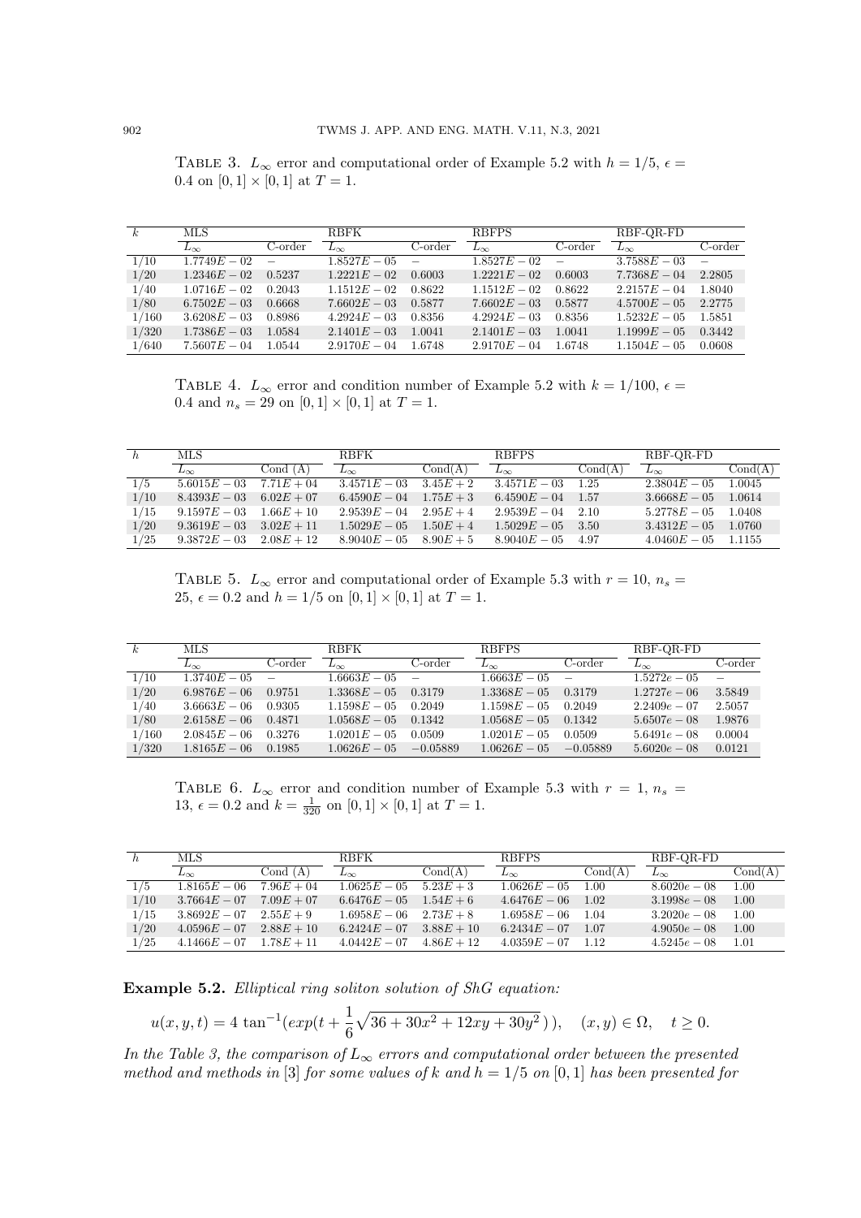TABLE 3. $L_\infty$ error and computational order of Example 5.2 with $h = 1/5$, $\epsilon = 0.4$ on $[0,1] \times [0,1]$ at $T = 1$.

| $k$ | MLS | | RBFK | | RBFPS | | RBF-QR-FD | |
|---|---|---|---|---|---|---|---|---|
| | $L_\infty$ | C-order | $L_\infty$ | C-order | $L_\infty$ | C-order | $L_\infty$ | C-order |
| 1/10 | $1.7749E-02$ | – | $1.8527E-05$ | – | $1.8527E-02$ | – | $3.7588E-03$ | – |
| 1/20 | $1.2346E-02$ | 0.5237 | $1.2221E-02$ | 0.6003 | $1.2221E-02$ | 0.6003 | $7.7368E-04$ | 2.2805 |
| 1/40 | $1.0716E-02$ | 0.2043 | $1.1512E-02$ | 0.8622 | $1.1512E-02$ | 0.8622 | $2.2157E-04$ | 1.8040 |
| 1/80 | $6.7502E-03$ | 0.6668 | $7.6602E-03$ | 0.5877 | $7.6602E-03$ | 0.5877 | $4.5700E-05$ | 2.2775 |
| 1/160 | $3.6208E-03$ | 0.8986 | $4.2924E-03$ | 0.8356 | $4.2924E-03$ | 0.8356 | $1.5232E-05$ | 1.5851 |
| 1/320 | $1.7386E-03$ | 1.0584 | $2.1401E-03$ | 1.0041 | $2.1401E-03$ | 1.0041 | $1.1999E-05$ | 0.3442 |
| 1/640 | $7.5607E-04$ | 1.0544 | $2.9170E-04$ | 1.6748 | $2.9170E-04$ | 1.6748 | $1.1504E-05$ | 0.0608 |

TABLE 4. $L_\infty$ error and condition number of Example 5.2 with $k = 1/100$, $\epsilon = 0.4$ and $n_s = 29$ on $[0,1] \times [0,1]$ at $T = 1$.

| $h$ | MLS | | RBFK | | RBFPS | | RBF-QR-FD | |
|---|---|---|---|---|---|---|---|---|
| | $L_\infty$ | Cond (A) | $L_\infty$ | Cond(A) | $L_\infty$ | Cond(A) | $L_\infty$ | Cond(A) |
| 1/5 | $5.6015E-03$ | $7.71E+04$ | $3.4571E-03$ | $3.45E+2$ | $3.4571E-03$ | 1.25 | $2.3804E-05$ | 1.0045 |
| 1/10 | $8.4393E-03$ | $6.02E+07$ | $6.4590E-04$ | $1.75E+3$ | $6.4590E-04$ | 1.57 | $3.6668E-05$ | 1.0614 |
| 1/15 | $9.1597E-03$ | $1.66E+10$ | $2.9539E-04$ | $2.95E+4$ | $2.9539E-04$ | 2.10 | $5.2778E-05$ | 1.0408 |
| 1/20 | $9.3619E-03$ | $3.02E+11$ | $1.5029E-05$ | $1.50E+4$ | $1.5029E-05$ | 3.50 | $3.4312E-05$ | 1.0760 |
| 1/25 | $9.3872E-03$ | $2.08E+12$ | $8.9040E-05$ | $8.90E+5$ | $8.9040E-05$ | 4.97 | $4.0460E-05$ | 1.1155 |

TABLE 5. $L_\infty$ error and computational order of Example 5.3 with $r = 10$, $n_s = 25$, $\epsilon = 0.2$ and $h = 1/5$ on $[0,1] \times [0,1]$ at $T = 1$.

| $k$ | MLS | | RBFK | | RBFPS | | RBF-QR-FD | |
|---|---|---|---|---|---|---|---|---|
| | $L_\infty$ | C-order | $L_\infty$ | C-order | $L_\infty$ | C-order | $L_\infty$ | C-order |
| 1/10 | $1.3740E-05$ | – | $1.6663E-05$ | – | $1.6663E-05$ | – | $1.5272e-05$ | – |
| 1/20 | $6.9876E-06$ | 0.9751 | $1.3368E-05$ | 0.3179 | $1.3368E-05$ | 0.3179 | $1.2727e-06$ | 3.5849 |
| 1/40 | $3.6663E-06$ | 0.9305 | $1.1598E-05$ | 0.2049 | $1.1598E-05$ | 0.2049 | $2.2409e-07$ | 2.5057 |
| 1/80 | $2.6158E-06$ | 0.4871 | $1.0568E-05$ | 0.1342 | $1.0568E-05$ | 0.1342 | $5.6507e-08$ | 1.9876 |
| 1/160 | $2.0845E-06$ | 0.3276 | $1.0201E-05$ | 0.0509 | $1.0201E-05$ | 0.0509 | $5.6491e-08$ | 0.0004 |
| 1/320 | $1.8165E-06$ | 0.1985 | $1.0626E-05$ | $-0.05889$ | $1.0626E-05$ | $-0.05889$ | $5.6020e-08$ | 0.0121 |

TABLE 6. $L_\infty$ error and condition number of Example 5.3 with $r = 1$, $n_s = 13$, $\epsilon = 0.2$ and $k = \frac{1}{320}$ on $[0,1] \times [0,1]$ at $T = 1$.

| $h$ | MLS | | RBFK | | RBFPS | | RBF-QR-FD | |
|---|---|---|---|---|---|---|---|---|
| | $L_\infty$ | Cond (A) | $L_\infty$ | Cond(A) | $L_\infty$ | Cond(A) | $L_\infty$ | Cond(A) |
| 1/5 | $1.8165E-06$ | $7.96E+04$ | $1.0625E-05$ | $5.23E+3$ | $1.0626E-05$ | 1.00 | $8.6020e-08$ | 1.00 |
| 1/10 | $3.7664E-07$ | $7.09E+07$ | $6.6476E-05$ | $1.54E+6$ | $4.6476E-06$ | 1.02 | $3.1998e-08$ | 1.00 |
| 1/15 | $3.8692E-07$ | $2.55E+9$ | $1.6958E-06$ | $2.73E+8$ | $1.6958E-06$ | 1.04 | $3.2020e-08$ | 1.00 |
| 1/20 | $4.0596E-07$ | $2.88E+10$ | $6.2424E-07$ | $3.88E+10$ | $6.2434E-07$ | 1.07 | $4.9050e-08$ | 1.00 |
| 1/25 | $4.1466E-07$ | $1.78E+11$ | $4.0442E-07$ | $4.86E+12$ | $4.0359E-07$ | 1.12 | $4.5245e-08$ | 1.01 |

**Example 5.2.** *Elliptical ring soliton solution of ShG equation:*

$$u(x,y,t) = 4\,\tan^{-1}(exp(t + \frac{1}{6}\sqrt{36 + 30x^2 + 12xy + 30y^2}\,)), \quad (x,y) \in \Omega, \quad t \geq 0.$$

*In the Table 3, the comparison of $L_\infty$ errors and computational order between the presented method and methods in* [3] *for some values of $k$ and $h = 1/5$ on $[0,1]$ has been presented for*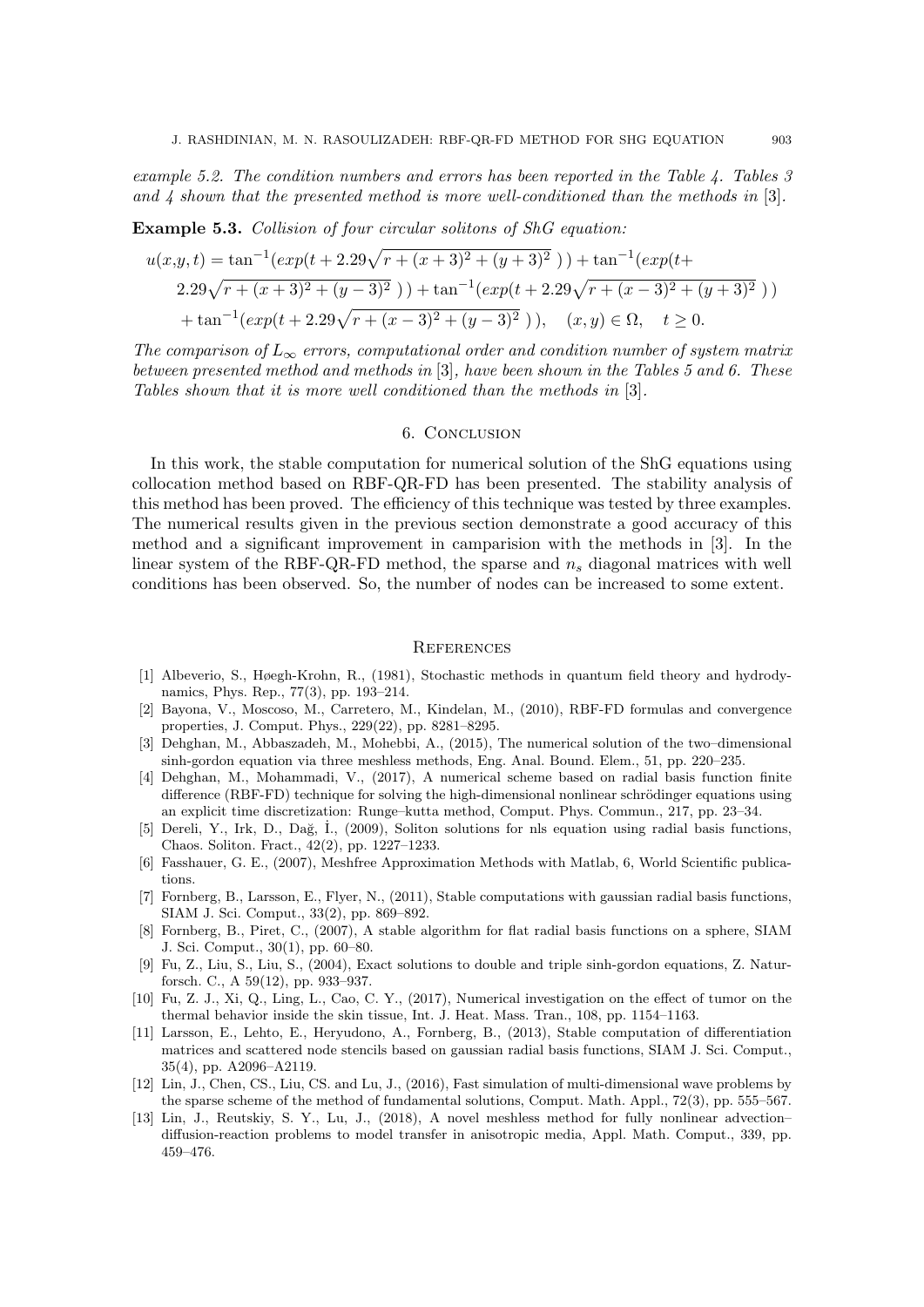*example 5.2. The condition numbers and errors has been reported in the Table 4. Tables 3 and 4 shown that the presented method is more well-conditioned than the methods in* [3].

**Example 5.3.** *Collision of four circular solitons of ShG equation:*

$$
\begin{aligned}
u(x,y,t) &= \tan^{-1}(exp(t + 2.29\sqrt{r + (x+3)^2 + (y+3)^2}\ )\,) + \tan^{-1}(exp(t + \\
&\quad 2.29\sqrt{r + (x+3)^2 + (y-3)^2}\ )\,) + \tan^{-1}(exp(t + 2.29\sqrt{r + (x-3)^2 + (y+3)^2}\ )\,) \\
&\quad + \tan^{-1}(exp(t + 2.29\sqrt{r + (x-3)^2 + (y-3)^2}\ )\,), \quad (x,y) \in \Omega, \quad t \geq 0.
\end{aligned}
$$

*The comparison of $L_\infty$ errors, computational order and condition number of system matrix between presented method and methods in* [3]*, have been shown in the Tables 5 and 6. These Tables shown that it is more well conditioned than the methods in* [3].

## 6. Conclusion

In this work, the stable computation for numerical solution of the ShG equations using collocation method based on RBF-QR-FD has been presented. The stability analysis of this method has been proved. The efficiency of this technique was tested by three examples. The numerical results given in the previous section demonstrate a good accuracy of this method and a significant improvement in camparision with the methods in [3]. In the linear system of the RBF-QR-FD method, the sparse and $n_s$ diagonal matrices with well conditions has been observed. So, the number of nodes can be increased to some extent.

## References

[1] Albeverio, S., Høegh-Krohn, R., (1981), Stochastic methods in quantum field theory and hydrodynamics, Phys. Rep., 77(3), pp. 193–214.

[2] Bayona, V., Moscoso, M., Carretero, M., Kindelan, M., (2010), RBF-FD formulas and convergence properties, J. Comput. Phys., 229(22), pp. 8281–8295.

[3] Dehghan, M., Abbaszadeh, M., Mohebbi, A., (2015), The numerical solution of the two–dimensional sinh-gordon equation via three meshless methods, Eng. Anal. Bound. Elem., 51, pp. 220–235.

[4] Dehghan, M., Mohammadi, V., (2017), A numerical scheme based on radial basis function finite difference (RBF-FD) technique for solving the high-dimensional nonlinear schrödinger equations using an explicit time discretization: Runge–kutta method, Comput. Phys. Commun., 217, pp. 23–34.

[5] Dereli, Y., Irk, D., Dağ, İ., (2009), Soliton solutions for nls equation using radial basis functions, Chaos. Soliton. Fract., 42(2), pp. 1227–1233.

[6] Fasshauer, G. E., (2007), Meshfree Approximation Methods with Matlab, 6, World Scientific publications.

[7] Fornberg, B., Larsson, E., Flyer, N., (2011), Stable computations with gaussian radial basis functions, SIAM J. Sci. Comput., 33(2), pp. 869–892.

[8] Fornberg, B., Piret, C., (2007), A stable algorithm for flat radial basis functions on a sphere, SIAM J. Sci. Comput., 30(1), pp. 60–80.

[9] Fu, Z., Liu, S., Liu, S., (2004), Exact solutions to double and triple sinh-gordon equations, Z. Naturforsch. C., A 59(12), pp. 933–937.

[10] Fu, Z. J., Xi, Q., Ling, L., Cao, C. Y., (2017), Numerical investigation on the effect of tumor on the thermal behavior inside the skin tissue, Int. J. Heat. Mass. Tran., 108, pp. 1154–1163.

[11] Larsson, E., Lehto, E., Heryudono, A., Fornberg, B., (2013), Stable computation of differentiation matrices and scattered node stencils based on gaussian radial basis functions, SIAM J. Sci. Comput., 35(4), pp. A2096–A2119.

[12] Lin, J., Chen, CS., Liu, CS. and Lu, J., (2016), Fast simulation of multi-dimensional wave problems by the sparse scheme of the method of fundamental solutions, Comput. Math. Appl., 72(3), pp. 555–567.

[13] Lin, J., Reutskiy, S. Y., Lu, J., (2018), A novel meshless method for fully nonlinear advection–diffusion-reaction problems to model transfer in anisotropic media, Appl. Math. Comput., 339, pp. 459–476.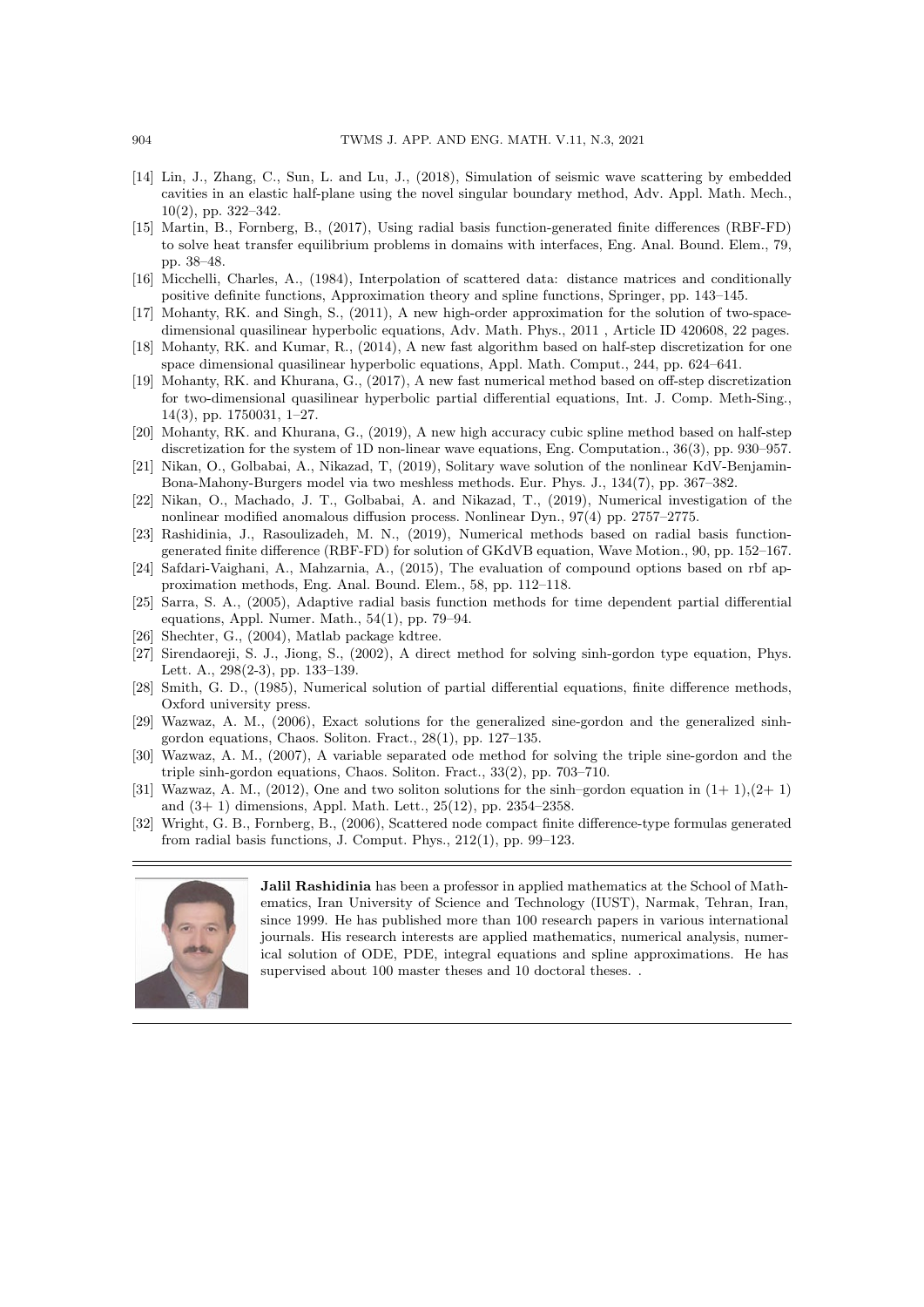[14] Lin, J., Zhang, C., Sun, L. and Lu, J., (2018), Simulation of seismic wave scattering by embedded cavities in an elastic half-plane using the novel singular boundary method, Adv. Appl. Math. Mech., 10(2), pp. 322–342.

[15] Martin, B., Fornberg, B., (2017), Using radial basis function-generated finite differences (RBF-FD) to solve heat transfer equilibrium problems in domains with interfaces, Eng. Anal. Bound. Elem., 79, pp. 38–48.

[16] Micchelli, Charles, A., (1984), Interpolation of scattered data: distance matrices and conditionally positive definite functions, Approximation theory and spline functions, Springer, pp. 143–145.

[17] Mohanty, RK. and Singh, S., (2011), A new high-order approximation for the solution of two-space-dimensional quasilinear hyperbolic equations, Adv. Math. Phys., 2011 , Article ID 420608, 22 pages.

[18] Mohanty, RK. and Kumar, R., (2014), A new fast algorithm based on half-step discretization for one space dimensional quasilinear hyperbolic equations, Appl. Math. Comput., 244, pp. 624–641.

[19] Mohanty, RK. and Khurana, G., (2017), A new fast numerical method based on off-step discretization for two-dimensional quasilinear hyperbolic partial differential equations, Int. J. Comp. Meth-Sing., 14(3), pp. 1750031, 1–27.

[20] Mohanty, RK. and Khurana, G., (2019), A new high accuracy cubic spline method based on half-step discretization for the system of 1D non-linear wave equations, Eng. Computation., 36(3), pp. 930–957.

[21] Nikan, O., Golbabai, A., Nikazad, T, (2019), Solitary wave solution of the nonlinear KdV-Benjamin-Bona-Mahony-Burgers model via two meshless methods. Eur. Phys. J., 134(7), pp. 367–382.

[22] Nikan, O., Machado, J. T., Golbabai, A. and Nikazad, T., (2019), Numerical investigation of the nonlinear modified anomalous diffusion process. Nonlinear Dyn., 97(4) pp. 2757–2775.

[23] Rashidinia, J., Rasoulizadeh, M. N., (2019), Numerical methods based on radial basis function-generated finite difference (RBF-FD) for solution of GKdVB equation, Wave Motion., 90, pp. 152–167.

[24] Safdari-Vaighani, A., Mahzarnia, A., (2015), The evaluation of compound options based on rbf approximation methods, Eng. Anal. Bound. Elem., 58, pp. 112–118.

[25] Sarra, S. A., (2005), Adaptive radial basis function methods for time dependent partial differential equations, Appl. Numer. Math., 54(1), pp. 79–94.

[26] Shechter, G., (2004), Matlab package kdtree.

[27] Sirendaoreji, S. J., Jiong, S., (2002), A direct method for solving sinh-gordon type equation, Phys. Lett. A., 298(2-3), pp. 133–139.

[28] Smith, G. D., (1985), Numerical solution of partial differential equations, finite difference methods, Oxford university press.

[29] Wazwaz, A. M., (2006), Exact solutions for the generalized sine-gordon and the generalized sinh-gordon equations, Chaos. Soliton. Fract., 28(1), pp. 127–135.

[30] Wazwaz, A. M., (2007), A variable separated ode method for solving the triple sine-gordon and the triple sinh-gordon equations, Chaos. Soliton. Fract., 33(2), pp. 703–710.

[31] Wazwaz, A. M., (2012), One and two soliton solutions for the sinh–gordon equation in (1+ 1),(2+ 1) and (3+ 1) dimensions, Appl. Math. Lett., 25(12), pp. 2354–2358.

[32] Wright, G. B., Fornberg, B., (2006), Scattered node compact finite difference-type formulas generated from radial basis functions, J. Comput. Phys., 212(1), pp. 99–123.

---

**Jalil Rashidinia** has been a professor in applied mathematics at the School of Mathematics, Iran University of Science and Technology (IUST), Narmak, Tehran, Iran, since 1999. He has published more than 100 research papers in various international journals. His research interests are applied mathematics, numerical analysis, numerical solution of ODE, PDE, integral equations and spline approximations. He has supervised about 100 master theses and 10 doctoral theses. .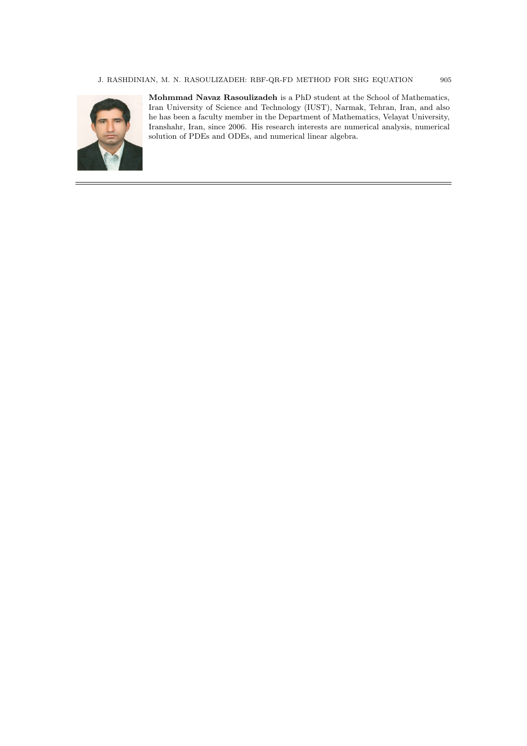**Mohmmad Navaz Rasoulizadeh** is a PhD student at the School of Mathematics, Iran University of Science and Technology (IUST), Narmak, Tehran, Iran, and also he has been a faculty member in the Department of Mathematics, Velayat University, Iranshahr, Iran, since 2006. His research interests are numerical analysis, numerical solution of PDEs and ODEs, and numerical linear algebra.